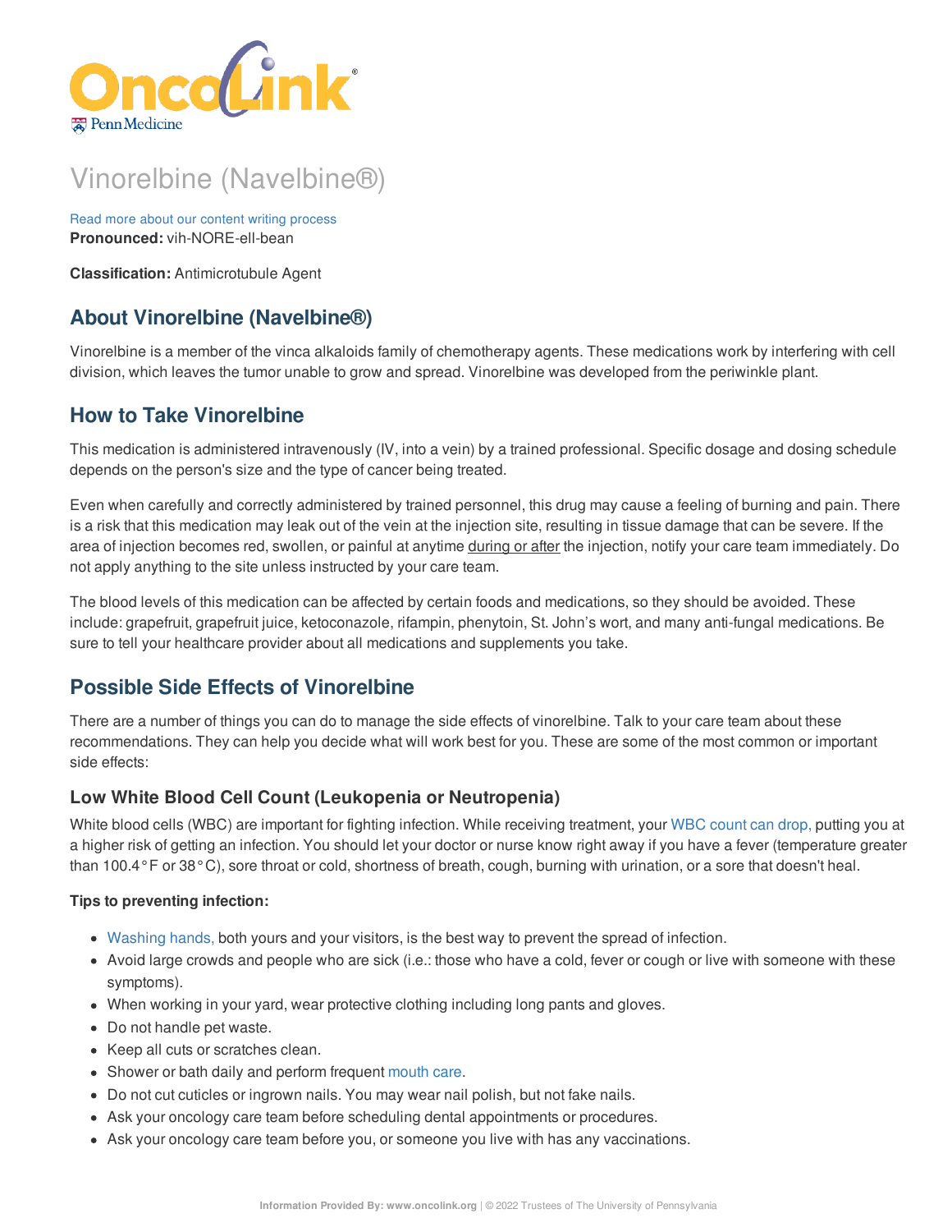# Vinorelbine (Navelbine®)

Read more about our content writing process

**Pronounced:** vih-NORE-ell-bean

**Classification:** Antimicrotubule Agent

## About Vinorelbine (Navelbine®)

Vinorelbine is a member of the vinca alkaloids family of chemotherapy agents. These medications work by interfering with cell division, which leaves the tumor unable to grow and spread. Vinorelbine was developed from the periwinkle plant.

## How to Take Vinorelbine

This medication is administered intravenously (IV, into a vein) by a trained professional. Specific dosage and dosing schedule depends on the person's size and the type of cancer being treated.

Even when carefully and correctly administered by trained personnel, this drug may cause a feeling of burning and pain. There is a risk that this medication may leak out of the vein at the injection site, resulting in tissue damage that can be severe. If the area of injection becomes red, swollen, or painful at anytime during or after the injection, notify your care team immediately. Do not apply anything to the site unless instructed by your care team.

The blood levels of this medication can be affected by certain foods and medications, so they should be avoided. These include: grapefruit, grapefruit juice, ketoconazole, rifampin, phenytoin, St. John's wort, and many anti-fungal medications. Be sure to tell your healthcare provider about all medications and supplements you take.

## Possible Side Effects of Vinorelbine

There are a number of things you can do to manage the side effects of vinorelbine. Talk to your care team about these recommendations. They can help you decide what will work best for you. These are some of the most common or important side effects:

### Low White Blood Cell Count (Leukopenia or Neutropenia)

White blood cells (WBC) are important for fighting infection. While receiving treatment, your WBC count can drop, putting you at a higher risk of getting an infection. You should let your doctor or nurse know right away if you have a fever (temperature greater than 100.4°F or 38°C), sore throat or cold, shortness of breath, cough, burning with urination, or a sore that doesn't heal.

**Tips to preventing infection:**

- Washing hands, both yours and your visitors, is the best way to prevent the spread of infection.
- Avoid large crowds and people who are sick (i.e.: those who have a cold, fever or cough or live with someone with these symptoms).
- When working in your yard, wear protective clothing including long pants and gloves.
- Do not handle pet waste.
- Keep all cuts or scratches clean.
- Shower or bath daily and perform frequent mouth care.
- Do not cut cuticles or ingrown nails. You may wear nail polish, but not fake nails.
- Ask your oncology care team before scheduling dental appointments or procedures.
- Ask your oncology care team before you, or someone you live with has any vaccinations.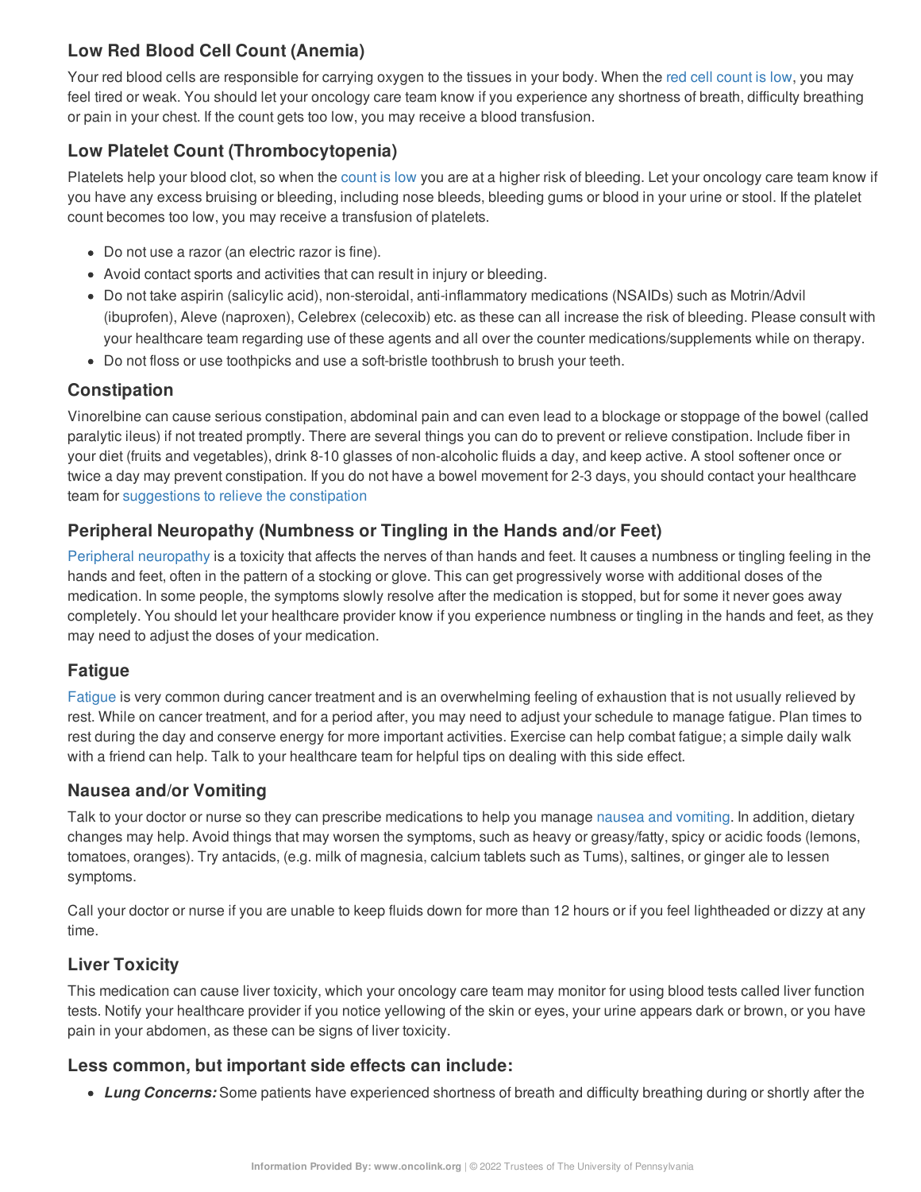## Low Red Blood Cell Count (Anemia)

Your red blood cells are responsible for carrying oxygen to the tissues in your body. When the red cell count is low, you may feel tired or weak. You should let your oncology care team know if you experience any shortness of breath, difficulty breathing or pain in your chest. If the count gets too low, you may receive a blood transfusion.

## Low Platelet Count (Thrombocytopenia)

Platelets help your blood clot, so when the count is low you are at a higher risk of bleeding. Let your oncology care team know if you have any excess bruising or bleeding, including nose bleeds, bleeding gums or blood in your urine or stool. If the platelet count becomes too low, you may receive a transfusion of platelets.

- Do not use a razor (an electric razor is fine).
- Avoid contact sports and activities that can result in injury or bleeding.
- Do not take aspirin (salicylic acid), non-steroidal, anti-inflammatory medications (NSAIDs) such as Motrin/Advil (ibuprofen), Aleve (naproxen), Celebrex (celecoxib) etc. as these can all increase the risk of bleeding. Please consult with your healthcare team regarding use of these agents and all over the counter medications/supplements while on therapy.
- Do not floss or use toothpicks and use a soft-bristle toothbrush to brush your teeth.

## Constipation

Vinorelbine can cause serious constipation, abdominal pain and can even lead to a blockage or stoppage of the bowel (called paralytic ileus) if not treated promptly. There are several things you can do to prevent or relieve constipation. Include fiber in your diet (fruits and vegetables), drink 8-10 glasses of non-alcoholic fluids a day, and keep active. A stool softener once or twice a day may prevent constipation. If you do not have a bowel movement for 2-3 days, you should contact your healthcare team for suggestions to relieve the constipation

## Peripheral Neuropathy (Numbness or Tingling in the Hands and/or Feet)

Peripheral neuropathy is a toxicity that affects the nerves of than hands and feet. It causes a numbness or tingling feeling in the hands and feet, often in the pattern of a stocking or glove. This can get progressively worse with additional doses of the medication. In some people, the symptoms slowly resolve after the medication is stopped, but for some it never goes away completely. You should let your healthcare provider know if you experience numbness or tingling in the hands and feet, as they may need to adjust the doses of your medication.

## Fatigue

Fatigue is very common during cancer treatment and is an overwhelming feeling of exhaustion that is not usually relieved by rest. While on cancer treatment, and for a period after, you may need to adjust your schedule to manage fatigue. Plan times to rest during the day and conserve energy for more important activities. Exercise can help combat fatigue; a simple daily walk with a friend can help. Talk to your healthcare team for helpful tips on dealing with this side effect.

## Nausea and/or Vomiting

Talk to your doctor or nurse so they can prescribe medications to help you manage nausea and vomiting. In addition, dietary changes may help. Avoid things that may worsen the symptoms, such as heavy or greasy/fatty, spicy or acidic foods (lemons, tomatoes, oranges). Try antacids, (e.g. milk of magnesia, calcium tablets such as Tums), saltines, or ginger ale to lessen symptoms.

Call your doctor or nurse if you are unable to keep fluids down for more than 12 hours or if you feel lightheaded or dizzy at any time.

## Liver Toxicity

This medication can cause liver toxicity, which your oncology care team may monitor for using blood tests called liver function tests. Notify your healthcare provider if you notice yellowing of the skin or eyes, your urine appears dark or brown, or you have pain in your abdomen, as these can be signs of liver toxicity.

## Less common, but important side effects can include:

- ***Lung Concerns:*** Some patients have experienced shortness of breath and difficulty breathing during or shortly after the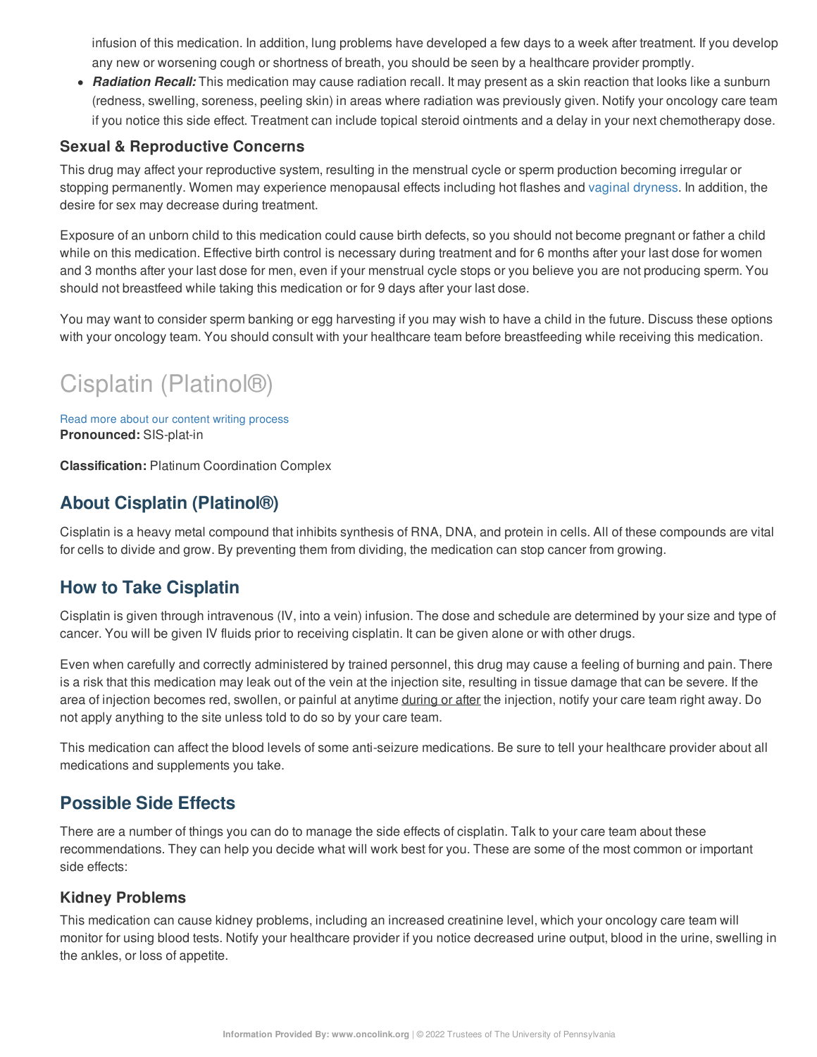infusion of this medication. In addition, lung problems have developed a few days to a week after treatment. If you develop any new or worsening cough or shortness of breath, you should be seen by a healthcare provider promptly.

- ***Radiation Recall:*** This medication may cause radiation recall. It may present as a skin reaction that looks like a sunburn (redness, swelling, soreness, peeling skin) in areas where radiation was previously given. Notify your oncology care team if you notice this side effect. Treatment can include topical steroid ointments and a delay in your next chemotherapy dose.

### Sexual & Reproductive Concerns

This drug may affect your reproductive system, resulting in the menstrual cycle or sperm production becoming irregular or stopping permanently. Women may experience menopausal effects including hot flashes and vaginal dryness. In addition, the desire for sex may decrease during treatment.

Exposure of an unborn child to this medication could cause birth defects, so you should not become pregnant or father a child while on this medication. Effective birth control is necessary during treatment and for 6 months after your last dose for women and 3 months after your last dose for men, even if your menstrual cycle stops or you believe you are not producing sperm. You should not breastfeed while taking this medication or for 9 days after your last dose.

You may want to consider sperm banking or egg harvesting if you may wish to have a child in the future. Discuss these options with your oncology team. You should consult with your healthcare team before breastfeeding while receiving this medication.

# Cisplatin (Platinol®)

Read more about our content writing process

**Pronounced:** SIS-plat-in

**Classification:** Platinum Coordination Complex

## About Cisplatin (Platinol®)

Cisplatin is a heavy metal compound that inhibits synthesis of RNA, DNA, and protein in cells. All of these compounds are vital for cells to divide and grow. By preventing them from dividing, the medication can stop cancer from growing.

## How to Take Cisplatin

Cisplatin is given through intravenous (IV, into a vein) infusion. The dose and schedule are determined by your size and type of cancer. You will be given IV fluids prior to receiving cisplatin. It can be given alone or with other drugs.

Even when carefully and correctly administered by trained personnel, this drug may cause a feeling of burning and pain. There is a risk that this medication may leak out of the vein at the injection site, resulting in tissue damage that can be severe. If the area of injection becomes red, swollen, or painful at anytime during or after the injection, notify your care team right away. Do not apply anything to the site unless told to do so by your care team.

This medication can affect the blood levels of some anti-seizure medications. Be sure to tell your healthcare provider about all medications and supplements you take.

## Possible Side Effects

There are a number of things you can do to manage the side effects of cisplatin. Talk to your care team about these recommendations. They can help you decide what will work best for you. These are some of the most common or important side effects:

### Kidney Problems

This medication can cause kidney problems, including an increased creatinine level, which your oncology care team will monitor for using blood tests. Notify your healthcare provider if you notice decreased urine output, blood in the urine, swelling in the ankles, or loss of appetite.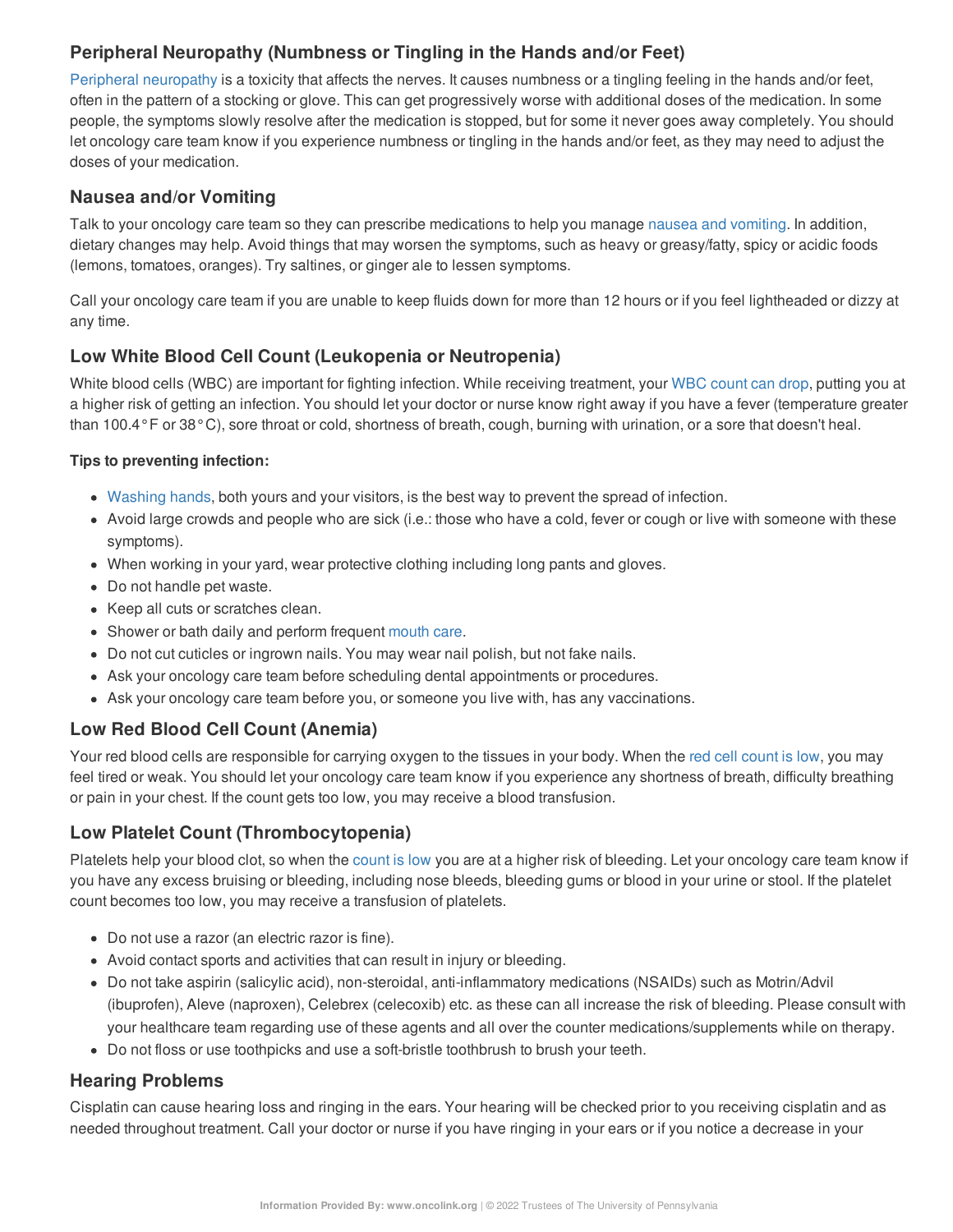## Peripheral Neuropathy (Numbness or Tingling in the Hands and/or Feet)

Peripheral neuropathy is a toxicity that affects the nerves. It causes numbness or a tingling feeling in the hands and/or feet, often in the pattern of a stocking or glove. This can get progressively worse with additional doses of the medication. In some people, the symptoms slowly resolve after the medication is stopped, but for some it never goes away completely. You should let oncology care team know if you experience numbness or tingling in the hands and/or feet, as they may need to adjust the doses of your medication.

## Nausea and/or Vomiting

Talk to your oncology care team so they can prescribe medications to help you manage nausea and vomiting. In addition, dietary changes may help. Avoid things that may worsen the symptoms, such as heavy or greasy/fatty, spicy or acidic foods (lemons, tomatoes, oranges). Try saltines, or ginger ale to lessen symptoms.

Call your oncology care team if you are unable to keep fluids down for more than 12 hours or if you feel lightheaded or dizzy at any time.

## Low White Blood Cell Count (Leukopenia or Neutropenia)

White blood cells (WBC) are important for fighting infection. While receiving treatment, your WBC count can drop, putting you at a higher risk of getting an infection. You should let your doctor or nurse know right away if you have a fever (temperature greater than 100.4°F or 38°C), sore throat or cold, shortness of breath, cough, burning with urination, or a sore that doesn't heal.

**Tips to preventing infection:**

- Washing hands, both yours and your visitors, is the best way to prevent the spread of infection.
- Avoid large crowds and people who are sick (i.e.: those who have a cold, fever or cough or live with someone with these symptoms).
- When working in your yard, wear protective clothing including long pants and gloves.
- Do not handle pet waste.
- Keep all cuts or scratches clean.
- Shower or bath daily and perform frequent mouth care.
- Do not cut cuticles or ingrown nails. You may wear nail polish, but not fake nails.
- Ask your oncology care team before scheduling dental appointments or procedures.
- Ask your oncology care team before you, or someone you live with, has any vaccinations.

## Low Red Blood Cell Count (Anemia)

Your red blood cells are responsible for carrying oxygen to the tissues in your body. When the red cell count is low, you may feel tired or weak. You should let your oncology care team know if you experience any shortness of breath, difficulty breathing or pain in your chest. If the count gets too low, you may receive a blood transfusion.

## Low Platelet Count (Thrombocytopenia)

Platelets help your blood clot, so when the count is low you are at a higher risk of bleeding. Let your oncology care team know if you have any excess bruising or bleeding, including nose bleeds, bleeding gums or blood in your urine or stool. If the platelet count becomes too low, you may receive a transfusion of platelets.

- Do not use a razor (an electric razor is fine).
- Avoid contact sports and activities that can result in injury or bleeding.
- Do not take aspirin (salicylic acid), non-steroidal, anti-inflammatory medications (NSAIDs) such as Motrin/Advil (ibuprofen), Aleve (naproxen), Celebrex (celecoxib) etc. as these can all increase the risk of bleeding. Please consult with your healthcare team regarding use of these agents and all over the counter medications/supplements while on therapy.
- Do not floss or use toothpicks and use a soft-bristle toothbrush to brush your teeth.

## Hearing Problems

Cisplatin can cause hearing loss and ringing in the ears. Your hearing will be checked prior to you receiving cisplatin and as needed throughout treatment. Call your doctor or nurse if you have ringing in your ears or if you notice a decrease in your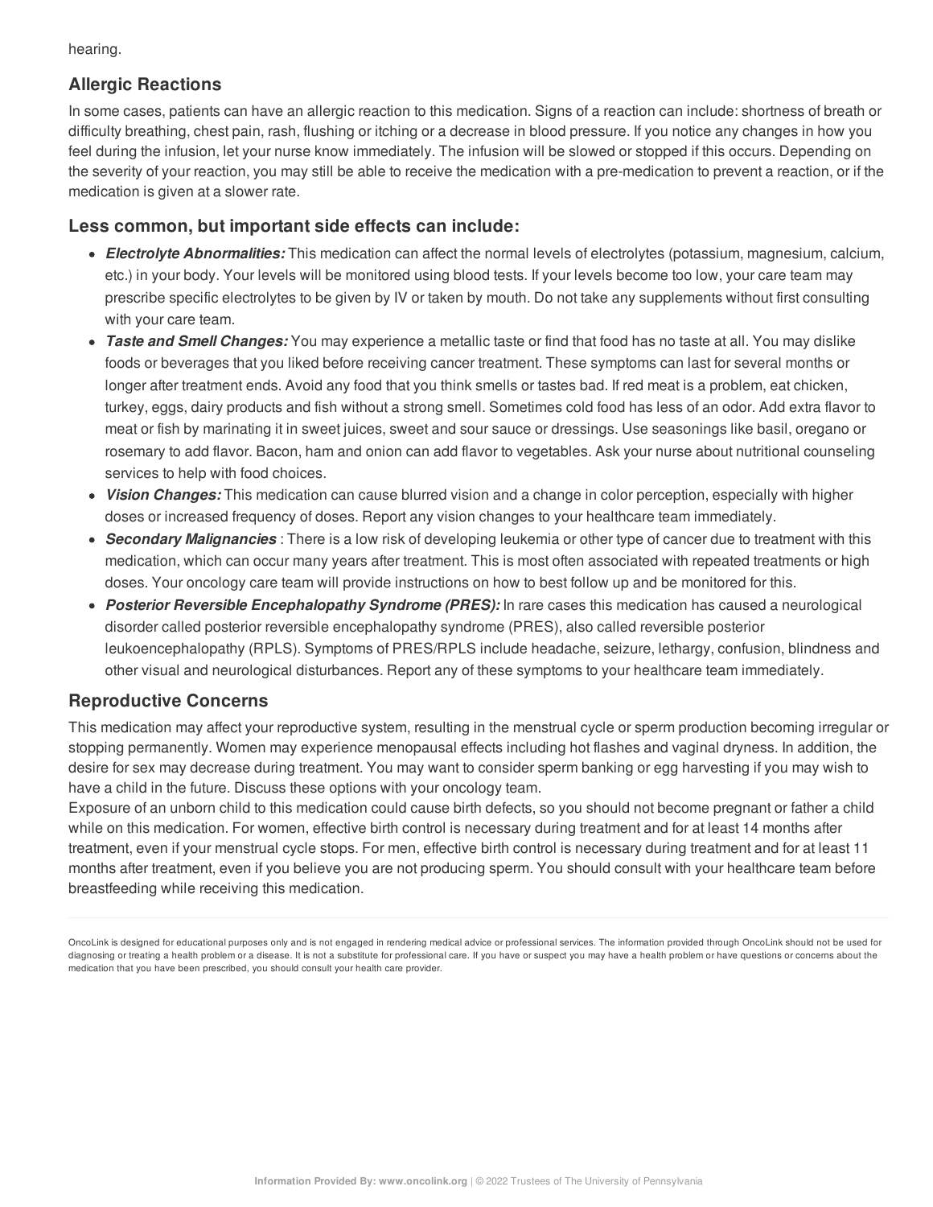hearing.

## Allergic Reactions

In some cases, patients can have an allergic reaction to this medication. Signs of a reaction can include: shortness of breath or difficulty breathing, chest pain, rash, flushing or itching or a decrease in blood pressure. If you notice any changes in how you feel during the infusion, let your nurse know immediately. The infusion will be slowed or stopped if this occurs. Depending on the severity of your reaction, you may still be able to receive the medication with a pre-medication to prevent a reaction, or if the medication is given at a slower rate.

## Less common, but important side effects can include:

- ***Electrolyte Abnormalities:*** This medication can affect the normal levels of electrolytes (potassium, magnesium, calcium, etc.) in your body. Your levels will be monitored using blood tests. If your levels become too low, your care team may prescribe specific electrolytes to be given by IV or taken by mouth. Do not take any supplements without first consulting with your care team.
- ***Taste and Smell Changes:*** You may experience a metallic taste or find that food has no taste at all. You may dislike foods or beverages that you liked before receiving cancer treatment. These symptoms can last for several months or longer after treatment ends. Avoid any food that you think smells or tastes bad. If red meat is a problem, eat chicken, turkey, eggs, dairy products and fish without a strong smell. Sometimes cold food has less of an odor. Add extra flavor to meat or fish by marinating it in sweet juices, sweet and sour sauce or dressings. Use seasonings like basil, oregano or rosemary to add flavor. Bacon, ham and onion can add flavor to vegetables. Ask your nurse about nutritional counseling services to help with food choices.
- ***Vision Changes:*** This medication can cause blurred vision and a change in color perception, especially with higher doses or increased frequency of doses. Report any vision changes to your healthcare team immediately.
- ***Secondary Malignancies*** : There is a low risk of developing leukemia or other type of cancer due to treatment with this medication, which can occur many years after treatment. This is most often associated with repeated treatments or high doses. Your oncology care team will provide instructions on how to best follow up and be monitored for this.
- ***Posterior Reversible Encephalopathy Syndrome (PRES):*** In rare cases this medication has caused a neurological disorder called posterior reversible encephalopathy syndrome (PRES), also called reversible posterior leukoencephalopathy (RPLS). Symptoms of PRES/RPLS include headache, seizure, lethargy, confusion, blindness and other visual and neurological disturbances. Report any of these symptoms to your healthcare team immediately.

## Reproductive Concerns

This medication may affect your reproductive system, resulting in the menstrual cycle or sperm production becoming irregular or stopping permanently. Women may experience menopausal effects including hot flashes and vaginal dryness. In addition, the desire for sex may decrease during treatment. You may want to consider sperm banking or egg harvesting if you may wish to have a child in the future. Discuss these options with your oncology team.

Exposure of an unborn child to this medication could cause birth defects, so you should not become pregnant or father a child while on this medication. For women, effective birth control is necessary during treatment and for at least 14 months after treatment, even if your menstrual cycle stops. For men, effective birth control is necessary during treatment and for at least 11 months after treatment, even if you believe you are not producing sperm. You should consult with your healthcare team before breastfeeding while receiving this medication.

---

OncoLink is designed for educational purposes only and is not engaged in rendering medical advice or professional services. The information provided through OncoLink should not be used for diagnosing or treating a health problem or a disease. It is not a substitute for professional care. If you have or suspect you may have a health problem or have questions or concerns about the medication that you have been prescribed, you should consult your health care provider.